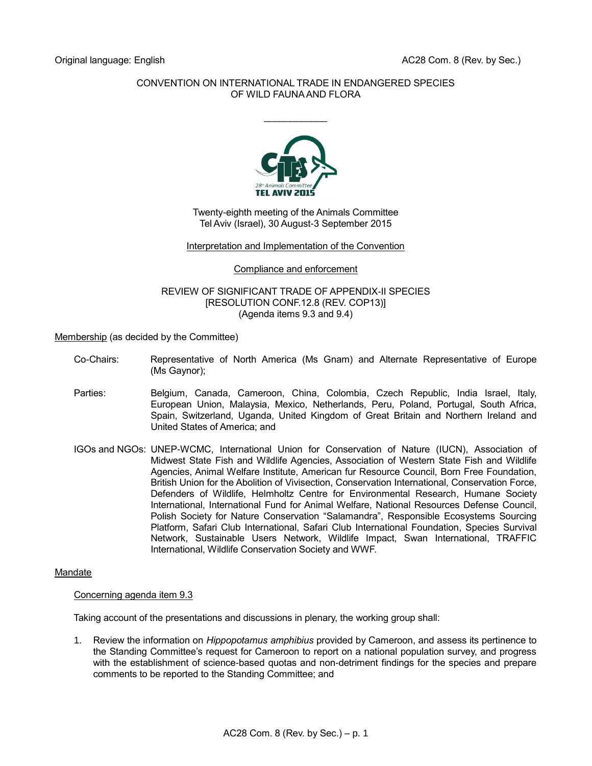Original language: English AC28 Com. 8 (Rev. by Sec.)

CONVENTION ON INTERNATIONAL TRADE IN ENDANGERED SPECIES
OF WILD FAUNA AND FLORA

---

Twenty-eighth meeting of the Animals Committee
Tel Aviv (Israel), 30 August-3 September 2015

Interpretation and Implementation of the Convention

Compliance and enforcement

REVIEW OF SIGNIFICANT TRADE OF APPENDIX-II SPECIES
[RESOLUTION CONF.12.8 (REV. COP13)]
(Agenda items 9.3 and 9.4)

Membership (as decided by the Committee)

Co-Chairs: Representative of North America (Ms Gnam) and Alternate Representative of Europe (Ms Gaynor);

Parties: Belgium, Canada, Cameroon, China, Colombia, Czech Republic, India Israel, Italy, European Union, Malaysia, Mexico, Netherlands, Peru, Poland, Portugal, South Africa, Spain, Switzerland, Uganda, United Kingdom of Great Britain and Northern Ireland and United States of America; and

IGOs and NGOs: UNEP-WCMC, International Union for Conservation of Nature (IUCN), Association of Midwest State Fish and Wildlife Agencies, Association of Western State Fish and Wildlife Agencies, Animal Welfare Institute, American fur Resource Council, Born Free Foundation, British Union for the Abolition of Vivisection, Conservation International, Conservation Force, Defenders of Wildlife, Helmholtz Centre for Environmental Research, Humane Society International, International Fund for Animal Welfare, National Resources Defense Council, Polish Society for Nature Conservation "Salamandra", Responsible Ecosystems Sourcing Platform, Safari Club International, Safari Club International Foundation, Species Survival Network, Sustainable Users Network, Wildlife Impact, Swan International, TRAFFIC International, Wildlife Conservation Society and WWF.

Mandate

Concerning agenda item 9.3

Taking account of the presentations and discussions in plenary, the working group shall:

1. Review the information on *Hippopotamus amphibius* provided by Cameroon, and assess its pertinence to the Standing Committee's request for Cameroon to report on a national population survey, and progress with the establishment of science-based quotas and non-detriment findings for the species and prepare comments to be reported to the Standing Committee; and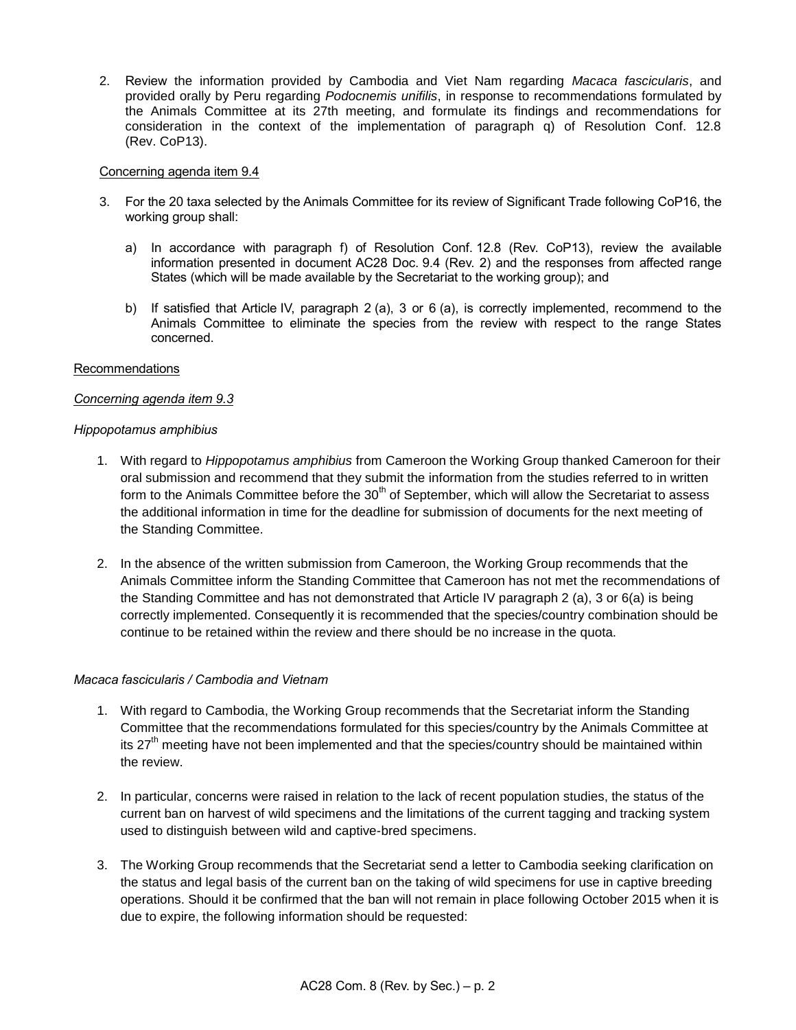2. Review the information provided by Cambodia and Viet Nam regarding *Macaca fascicularis*, and provided orally by Peru regarding *Podocnemis unifilis*, in response to recommendations formulated by the Animals Committee at its 27th meeting, and formulate its findings and recommendations for consideration in the context of the implementation of paragraph q) of Resolution Conf. 12.8 (Rev. CoP13).

Concerning agenda item 9.4

3. For the 20 taxa selected by the Animals Committee for its review of Significant Trade following CoP16, the working group shall:

   a) In accordance with paragraph f) of Resolution Conf. 12.8 (Rev. CoP13), review the available information presented in document AC28 Doc. 9.4 (Rev. 2) and the responses from affected range States (which will be made available by the Secretariat to the working group); and

   b) If satisfied that Article IV, paragraph 2 (a), 3 or 6 (a), is correctly implemented, recommend to the Animals Committee to eliminate the species from the review with respect to the range States concerned.

Recommendations

*Concerning agenda item 9.3*

*Hippopotamus amphibius*

1. With regard to *Hippopotamus amphibius* from Cameroon the Working Group thanked Cameroon for their oral submission and recommend that they submit the information from the studies referred to in written form to the Animals Committee before the 30th of September, which will allow the Secretariat to assess the additional information in time for the deadline for submission of documents for the next meeting of the Standing Committee.

2. In the absence of the written submission from Cameroon, the Working Group recommends that the Animals Committee inform the Standing Committee that Cameroon has not met the recommendations of the Standing Committee and has not demonstrated that Article IV paragraph 2 (a), 3 or 6(a) is being correctly implemented. Consequently it is recommended that the species/country combination should be continue to be retained within the review and there should be no increase in the quota.

*Macaca fascicularis / Cambodia and Vietnam*

1. With regard to Cambodia, the Working Group recommends that the Secretariat inform the Standing Committee that the recommendations formulated for this species/country by the Animals Committee at its 27th meeting have not been implemented and that the species/country should be maintained within the review.

2. In particular, concerns were raised in relation to the lack of recent population studies, the status of the current ban on harvest of wild specimens and the limitations of the current tagging and tracking system used to distinguish between wild and captive-bred specimens.

3. The Working Group recommends that the Secretariat send a letter to Cambodia seeking clarification on the status and legal basis of the current ban on the taking of wild specimens for use in captive breeding operations. Should it be confirmed that the ban will not remain in place following October 2015 when it is due to expire, the following information should be requested: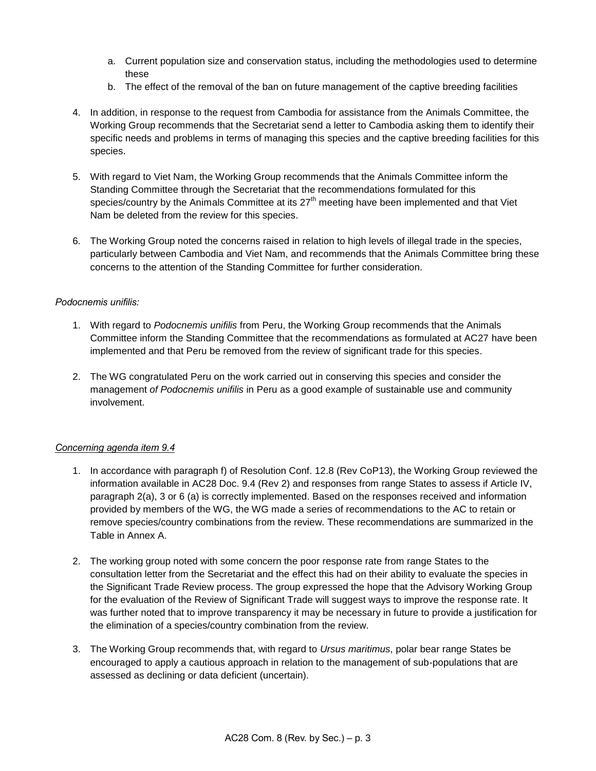a. Current population size and conservation status, including the methodologies used to determine these
b. The effect of the removal of the ban on future management of the captive breeding facilities

4. In addition, in response to the request from Cambodia for assistance from the Animals Committee, the Working Group recommends that the Secretariat send a letter to Cambodia asking them to identify their specific needs and problems in terms of managing this species and the captive breeding facilities for this species.

5. With regard to Viet Nam, the Working Group recommends that the Animals Committee inform the Standing Committee through the Secretariat that the recommendations formulated for this species/country by the Animals Committee at its 27th meeting have been implemented and that Viet Nam be deleted from the review for this species.

6. The Working Group noted the concerns raised in relation to high levels of illegal trade in the species, particularly between Cambodia and Viet Nam, and recommends that the Animals Committee bring these concerns to the attention of the Standing Committee for further consideration.

*Podocnemis unifilis:*

1. With regard to *Podocnemis unifilis* from Peru, the Working Group recommends that the Animals Committee inform the Standing Committee that the recommendations as formulated at AC27 have been implemented and that Peru be removed from the review of significant trade for this species.

2. The WG congratulated Peru on the work carried out in conserving this species and consider the management *of Podocnemis unifilis* in Peru as a good example of sustainable use and community involvement.

*Concerning agenda item 9.4*

1. In accordance with paragraph f) of Resolution Conf. 12.8 (Rev CoP13), the Working Group reviewed the information available in AC28 Doc. 9.4 (Rev 2) and responses from range States to assess if Article IV, paragraph 2(a), 3 or 6 (a) is correctly implemented. Based on the responses received and information provided by members of the WG, the WG made a series of recommendations to the AC to retain or remove species/country combinations from the review. These recommendations are summarized in the Table in Annex A.

2. The working group noted with some concern the poor response rate from range States to the consultation letter from the Secretariat and the effect this had on their ability to evaluate the species in the Significant Trade Review process. The group expressed the hope that the Advisory Working Group for the evaluation of the Review of Significant Trade will suggest ways to improve the response rate. It was further noted that to improve transparency it may be necessary in future to provide a justification for the elimination of a species/country combination from the review.

3. The Working Group recommends that, with regard to *Ursus maritimus*, polar bear range States be encouraged to apply a cautious approach in relation to the management of sub-populations that are assessed as declining or data deficient (uncertain).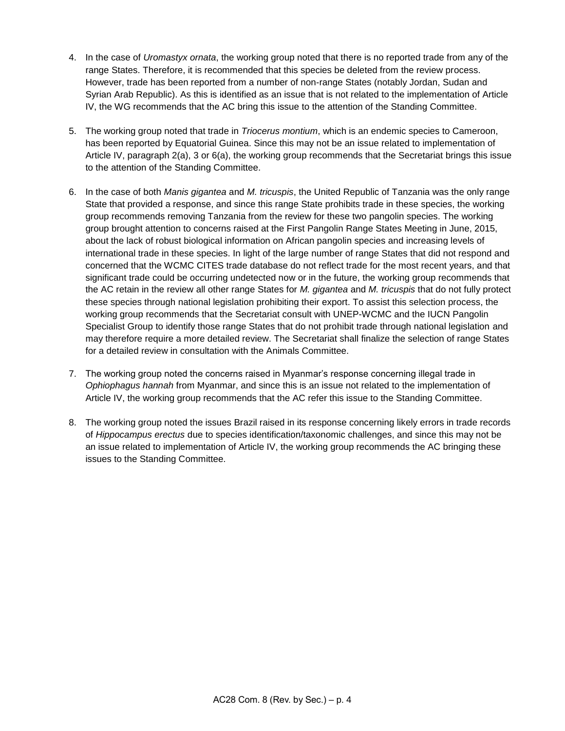4. In the case of *Uromastyx ornata*, the working group noted that there is no reported trade from any of the range States. Therefore, it is recommended that this species be deleted from the review process. However, trade has been reported from a number of non-range States (notably Jordan, Sudan and Syrian Arab Republic). As this is identified as an issue that is not related to the implementation of Article IV, the WG recommends that the AC bring this issue to the attention of the Standing Committee.

5. The working group noted that trade in *Triocerus montium*, which is an endemic species to Cameroon, has been reported by Equatorial Guinea. Since this may not be an issue related to implementation of Article IV, paragraph 2(a), 3 or 6(a), the working group recommends that the Secretariat brings this issue to the attention of the Standing Committee.

6. In the case of both *Manis gigantea* and *M. tricuspis*, the United Republic of Tanzania was the only range State that provided a response, and since this range State prohibits trade in these species, the working group recommends removing Tanzania from the review for these two pangolin species. The working group brought attention to concerns raised at the First Pangolin Range States Meeting in June, 2015, about the lack of robust biological information on African pangolin species and increasing levels of international trade in these species. In light of the large number of range States that did not respond and concerned that the WCMC CITES trade database do not reflect trade for the most recent years, and that significant trade could be occurring undetected now or in the future, the working group recommends that the AC retain in the review all other range States for *M. gigantea* and *M. tricuspis* that do not fully protect these species through national legislation prohibiting their export. To assist this selection process, the working group recommends that the Secretariat consult with UNEP-WCMC and the IUCN Pangolin Specialist Group to identify those range States that do not prohibit trade through national legislation and may therefore require a more detailed review. The Secretariat shall finalize the selection of range States for a detailed review in consultation with the Animals Committee.

7. The working group noted the concerns raised in Myanmar's response concerning illegal trade in *Ophiophagus hannah* from Myanmar, and since this is an issue not related to the implementation of Article IV, the working group recommends that the AC refer this issue to the Standing Committee.

8. The working group noted the issues Brazil raised in its response concerning likely errors in trade records of *Hippocampus erectus* due to species identification/taxonomic challenges, and since this may not be an issue related to implementation of Article IV, the working group recommends the AC bringing these issues to the Standing Committee.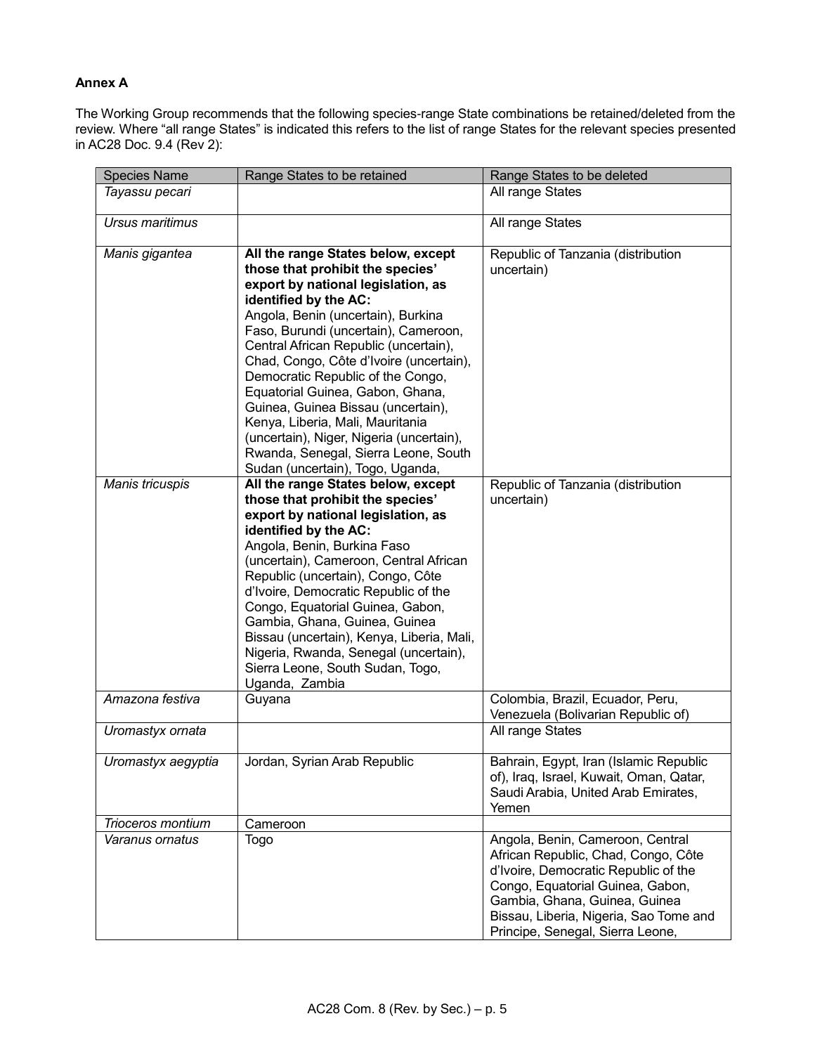**Annex A**

The Working Group recommends that the following species-range State combinations be retained/deleted from the review. Where "all range States" is indicated this refers to the list of range States for the relevant species presented in AC28 Doc. 9.4 (Rev 2):

| Species Name | Range States to be retained | Range States to be deleted |
|---|---|---|
| *Tayassu pecari* | | All range States |
| *Ursus maritimus* | | All range States |
| *Manis gigantea* | **All the range States below, except those that prohibit the species' export by national legislation, as identified by the AC:** Angola, Benin (uncertain), Burkina Faso, Burundi (uncertain), Cameroon, Central African Republic (uncertain), Chad, Congo, Côte d'Ivoire (uncertain), Democratic Republic of the Congo, Equatorial Guinea, Gabon, Ghana, Guinea, Guinea Bissau (uncertain), Kenya, Liberia, Mali, Mauritania (uncertain), Niger, Nigeria (uncertain), Rwanda, Senegal, Sierra Leone, South Sudan (uncertain), Togo, Uganda, | Republic of Tanzania (distribution uncertain) |
| *Manis tricuspis* | **All the range States below, except those that prohibit the species' export by national legislation, as identified by the AC:** Angola, Benin, Burkina Faso (uncertain), Cameroon, Central African Republic (uncertain), Congo, Côte d'Ivoire, Democratic Republic of the Congo, Equatorial Guinea, Gabon, Gambia, Ghana, Guinea, Guinea Bissau (uncertain), Kenya, Liberia, Mali, Nigeria, Rwanda, Senegal (uncertain), Sierra Leone, South Sudan, Togo, Uganda, Zambia | Republic of Tanzania (distribution uncertain) |
| *Amazona festiva* | Guyana | Colombia, Brazil, Ecuador, Peru, Venezuela (Bolivarian Republic of) |
| *Uromastyx ornata* | | All range States |
| *Uromastyx aegyptia* | Jordan, Syrian Arab Republic | Bahrain, Egypt, Iran (Islamic Republic of), Iraq, Israel, Kuwait, Oman, Qatar, Saudi Arabia, United Arab Emirates, Yemen |
| *Trioceros montium* | Cameroon | |
| *Varanus ornatus* | Togo | Angola, Benin, Cameroon, Central African Republic, Chad, Congo, Côte d'Ivoire, Democratic Republic of the Congo, Equatorial Guinea, Gabon, Gambia, Ghana, Guinea, Guinea Bissau, Liberia, Nigeria, Sao Tome and Principe, Senegal, Sierra Leone, |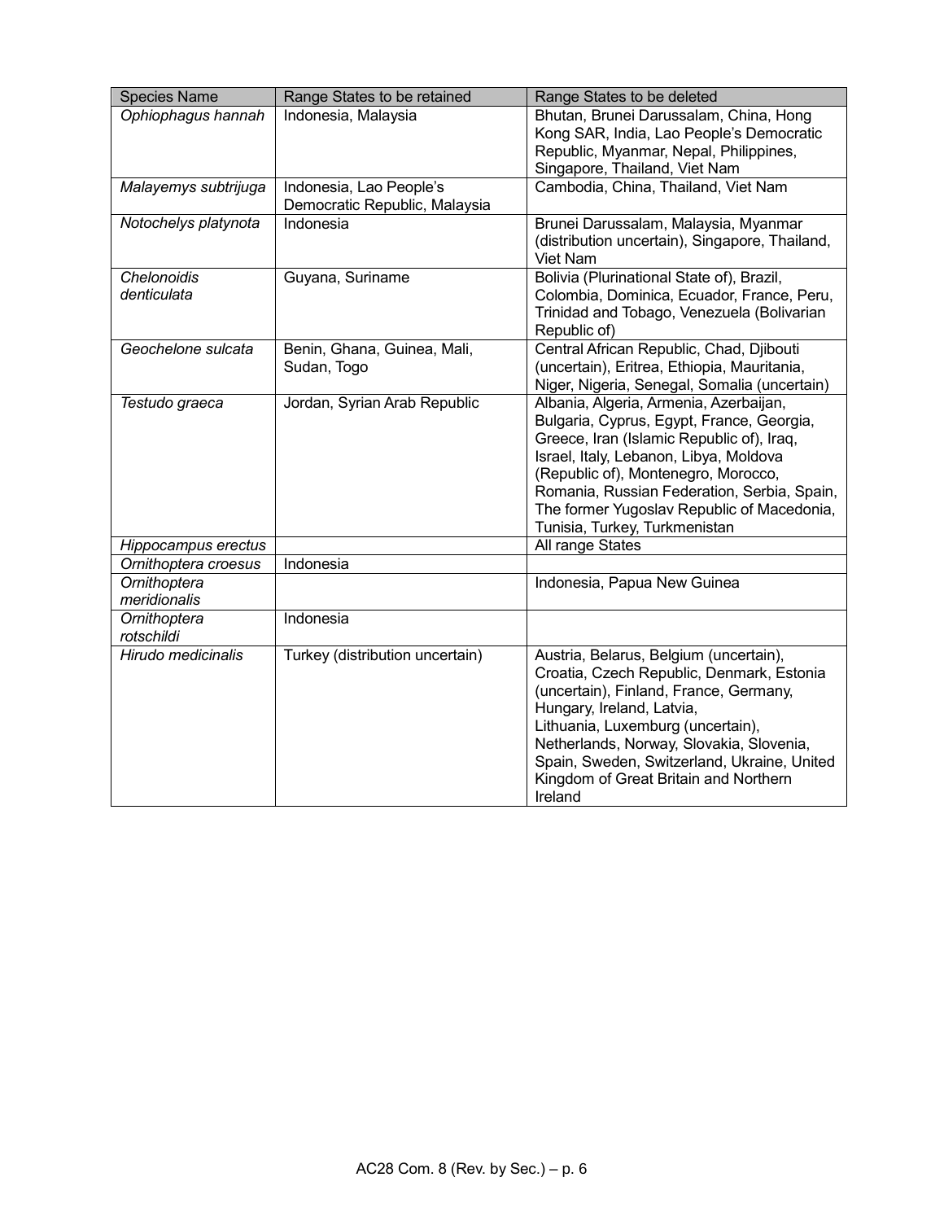| Species Name | Range States to be retained | Range States to be deleted |
|---|---|---|
| *Ophiophagus hannah* | Indonesia, Malaysia | Bhutan, Brunei Darussalam, China, Hong Kong SAR, India, Lao People's Democratic Republic, Myanmar, Nepal, Philippines, Singapore, Thailand, Viet Nam |
| *Malayemys subtrijuga* | Indonesia, Lao People's Democratic Republic, Malaysia | Cambodia, China, Thailand, Viet Nam |
| *Notochelys platynota* | Indonesia | Brunei Darussalam, Malaysia, Myanmar (distribution uncertain), Singapore, Thailand, Viet Nam |
| *Chelonoidis denticulata* | Guyana, Suriname | Bolivia (Plurinational State of), Brazil, Colombia, Dominica, Ecuador, France, Peru, Trinidad and Tobago, Venezuela (Bolivarian Republic of) |
| *Geochelone sulcata* | Benin, Ghana, Guinea, Mali, Sudan, Togo | Central African Republic, Chad, Djibouti (uncertain), Eritrea, Ethiopia, Mauritania, Niger, Nigeria, Senegal, Somalia (uncertain) |
| *Testudo graeca* | Jordan, Syrian Arab Republic | Albania, Algeria, Armenia, Azerbaijan, Bulgaria, Cyprus, Egypt, France, Georgia, Greece, Iran (Islamic Republic of), Iraq, Israel, Italy, Lebanon, Libya, Moldova (Republic of), Montenegro, Morocco, Romania, Russian Federation, Serbia, Spain, The former Yugoslav Republic of Macedonia, Tunisia, Turkey, Turkmenistan |
| *Hippocampus erectus* | | All range States |
| *Ornithoptera croesus* | Indonesia | |
| *Ornithoptera meridionalis* | | Indonesia, Papua New Guinea |
| *Ornithoptera rotschildi* | Indonesia | |
| *Hirudo medicinalis* | Turkey (distribution uncertain) | Austria, Belarus, Belgium (uncertain), Croatia, Czech Republic, Denmark, Estonia (uncertain), Finland, France, Germany, Hungary, Ireland, Latvia, Lithuania, Luxemburg (uncertain), Netherlands, Norway, Slovakia, Slovenia, Spain, Sweden, Switzerland, Ukraine, United Kingdom of Great Britain and Northern Ireland |